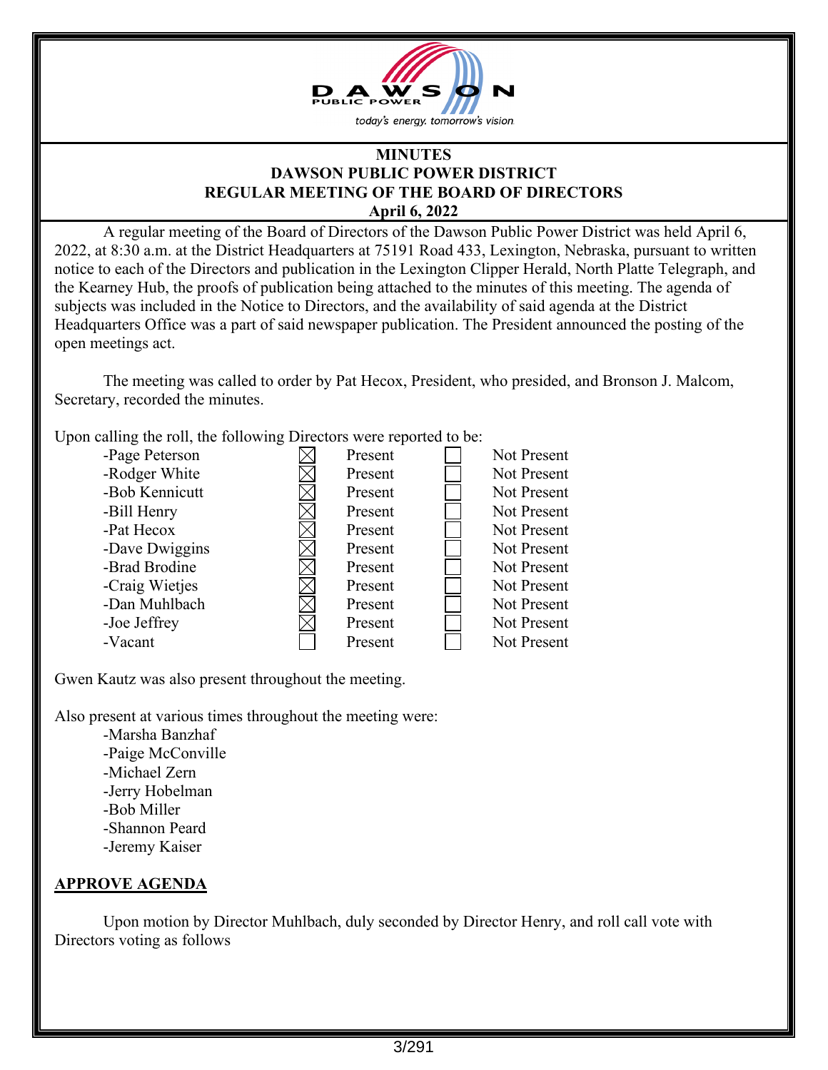**MINUTES**
**DAWSON PUBLIC POWER DISTRICT**
**REGULAR MEETING OF THE BOARD OF DIRECTORS**
**April 6, 2022**

A regular meeting of the Board of Directors of the Dawson Public Power District was held April 6, 2022, at 8:30 a.m. at the District Headquarters at 75191 Road 433, Lexington, Nebraska, pursuant to written notice to each of the Directors and publication in the Lexington Clipper Herald, North Platte Telegraph, and the Kearney Hub, the proofs of publication being attached to the minutes of this meeting. The agenda of subjects was included in the Notice to Directors, and the availability of said agenda at the District Headquarters Office was a part of said newspaper publication. The President announced the posting of the open meetings act.

The meeting was called to order by Pat Hecox, President, who presided, and Bronson J. Malcom, Secretary, recorded the minutes.

Upon calling the roll, the following Directors were reported to be:

| Director | Present | Not Present |
|---|---|---|
| -Page Peterson | ☒ | ☐ |
| -Rodger White | ☒ | ☐ |
| -Bob Kennicutt | ☒ | ☐ |
| -Bill Henry | ☒ | ☐ |
| -Pat Hecox | ☒ | ☐ |
| -Dave Dwiggins | ☒ | ☐ |
| -Brad Brodine | ☒ | ☐ |
| -Craig Wietjes | ☒ | ☐ |
| -Dan Muhlbach | ☒ | ☐ |
| -Joe Jeffrey | ☒ | ☐ |
| -Vacant | ☐ | ☐ |

Gwen Kautz was also present throughout the meeting.

Also present at various times throughout the meeting were:

- Marsha Banzhaf
- Paige McConville
- Michael Zern
- Jerry Hobelman
- Bob Miller
- Shannon Peard
- Jeremy Kaiser

**APPROVE AGENDA**

Upon motion by Director Muhlbach, duly seconded by Director Henry, and roll call vote with Directors voting as follows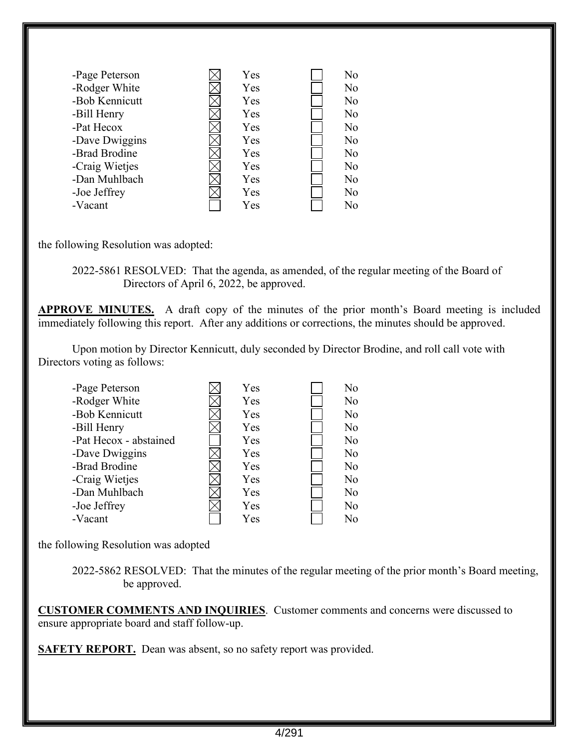| | | | | |
|---|---|---|---|---|
| -Page Peterson | ☒ | Yes | ☐ | No |
| -Rodger White | ☒ | Yes | ☐ | No |
| -Bob Kennicutt | ☒ | Yes | ☐ | No |
| -Bill Henry | ☒ | Yes | ☐ | No |
| -Pat Hecox | ☒ | Yes | ☐ | No |
| -Dave Dwiggins | ☒ | Yes | ☐ | No |
| -Brad Brodine | ☒ | Yes | ☐ | No |
| -Craig Wietjes | ☒ | Yes | ☐ | No |
| -Dan Muhlbach | ☒ | Yes | ☐ | No |
| -Joe Jeffrey | ☒ | Yes | ☐ | No |
| -Vacant | ☐ | Yes | ☐ | No |

the following Resolution was adopted:

2022-5861 RESOLVED: That the agenda, as amended, of the regular meeting of the Board of Directors of April 6, 2022, be approved.

**APPROVE MINUTES.** A draft copy of the minutes of the prior month's Board meeting is included immediately following this report. After any additions or corrections, the minutes should be approved.

Upon motion by Director Kennicutt, duly seconded by Director Brodine, and roll call vote with Directors voting as follows:

| | | | | |
|---|---|---|---|---|
| -Page Peterson | ☒ | Yes | ☐ | No |
| -Rodger White | ☒ | Yes | ☐ | No |
| -Bob Kennicutt | ☒ | Yes | ☐ | No |
| -Bill Henry | ☒ | Yes | ☐ | No |
| -Pat Hecox - abstained | ☐ | Yes | ☐ | No |
| -Dave Dwiggins | ☒ | Yes | ☐ | No |
| -Brad Brodine | ☒ | Yes | ☐ | No |
| -Craig Wietjes | ☒ | Yes | ☐ | No |
| -Dan Muhlbach | ☒ | Yes | ☐ | No |
| -Joe Jeffrey | ☒ | Yes | ☐ | No |
| -Vacant | ☐ | Yes | ☐ | No |

the following Resolution was adopted

2022-5862 RESOLVED: That the minutes of the regular meeting of the prior month's Board meeting, be approved.

**CUSTOMER COMMENTS AND INQUIRIES**. Customer comments and concerns were discussed to ensure appropriate board and staff follow-up.

**SAFETY REPORT.** Dean was absent, so no safety report was provided.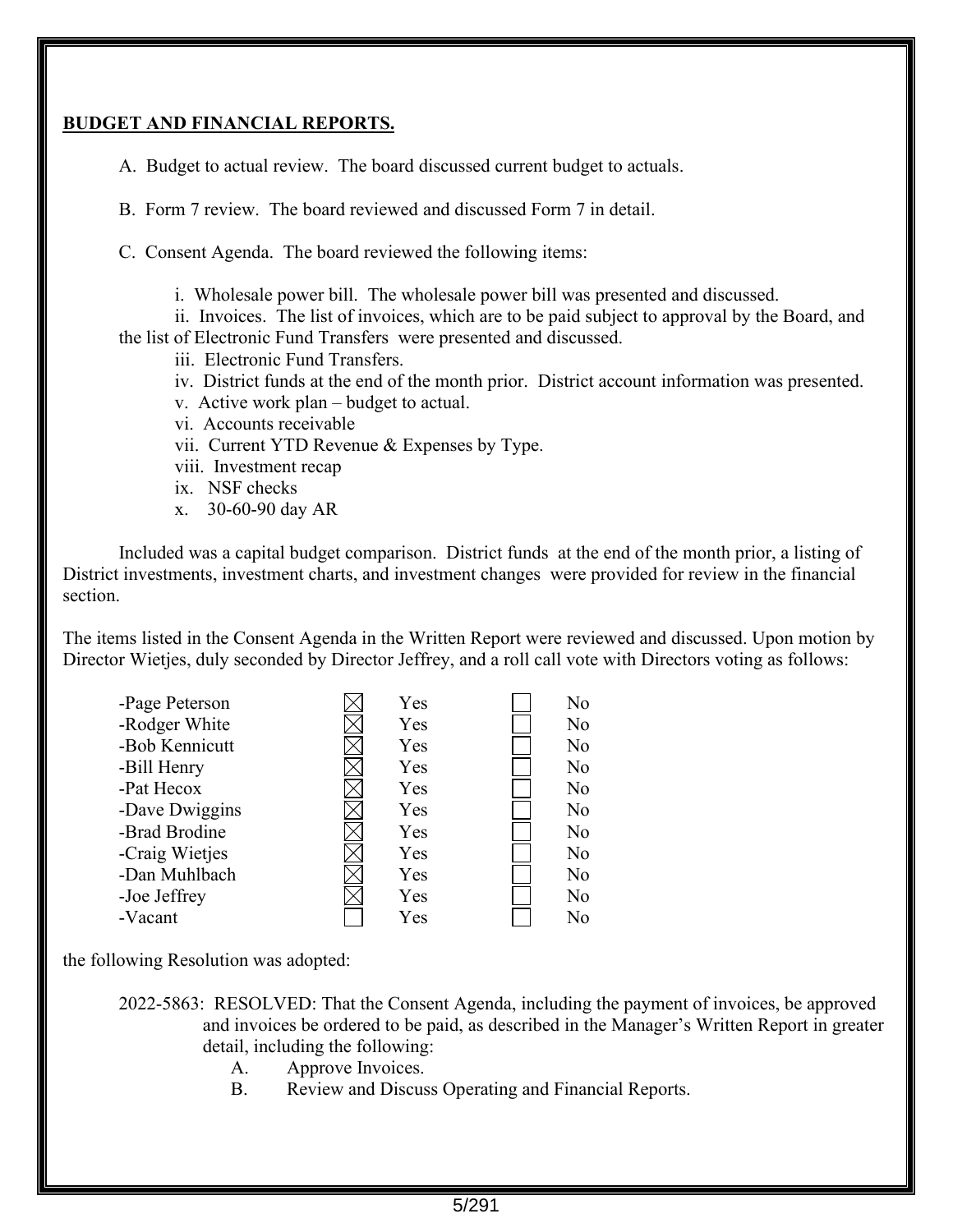**BUDGET AND FINANCIAL REPORTS.**

A. Budget to actual review. The board discussed current budget to actuals.

B. Form 7 review. The board reviewed and discussed Form 7 in detail.

C. Consent Agenda. The board reviewed the following items:

i. Wholesale power bill. The wholesale power bill was presented and discussed.

ii. Invoices. The list of invoices, which are to be paid subject to approval by the Board, and the list of Electronic Fund Transfers were presented and discussed.

iii. Electronic Fund Transfers.

iv. District funds at the end of the month prior. District account information was presented.

v. Active work plan – budget to actual.

vi. Accounts receivable

vii. Current YTD Revenue & Expenses by Type.

viii. Investment recap

ix. NSF checks

x. 30-60-90 day AR

Included was a capital budget comparison. District funds at the end of the month prior, a listing of District investments, investment charts, and investment changes were provided for review in the financial section.

The items listed in the Consent Agenda in the Written Report were reviewed and discussed. Upon motion by Director Wietjes, duly seconded by Director Jeffrey, and a roll call vote with Directors voting as follows:

| Director | Yes | No |
|---|---|---|
| -Page Peterson | ☒ Yes | ☐ No |
| -Rodger White | ☒ Yes | ☐ No |
| -Bob Kennicutt | ☒ Yes | ☐ No |
| -Bill Henry | ☒ Yes | ☐ No |
| -Pat Hecox | ☒ Yes | ☐ No |
| -Dave Dwiggins | ☒ Yes | ☐ No |
| -Brad Brodine | ☒ Yes | ☐ No |
| -Craig Wietjes | ☒ Yes | ☐ No |
| -Dan Muhlbach | ☒ Yes | ☐ No |
| -Joe Jeffrey | ☒ Yes | ☐ No |
| -Vacant | ☐ Yes | ☐ No |

the following Resolution was adopted:

2022-5863: RESOLVED: That the Consent Agenda, including the payment of invoices, be approved and invoices be ordered to be paid, as described in the Manager's Written Report in greater detail, including the following:

A. Approve Invoices.

B. Review and Discuss Operating and Financial Reports.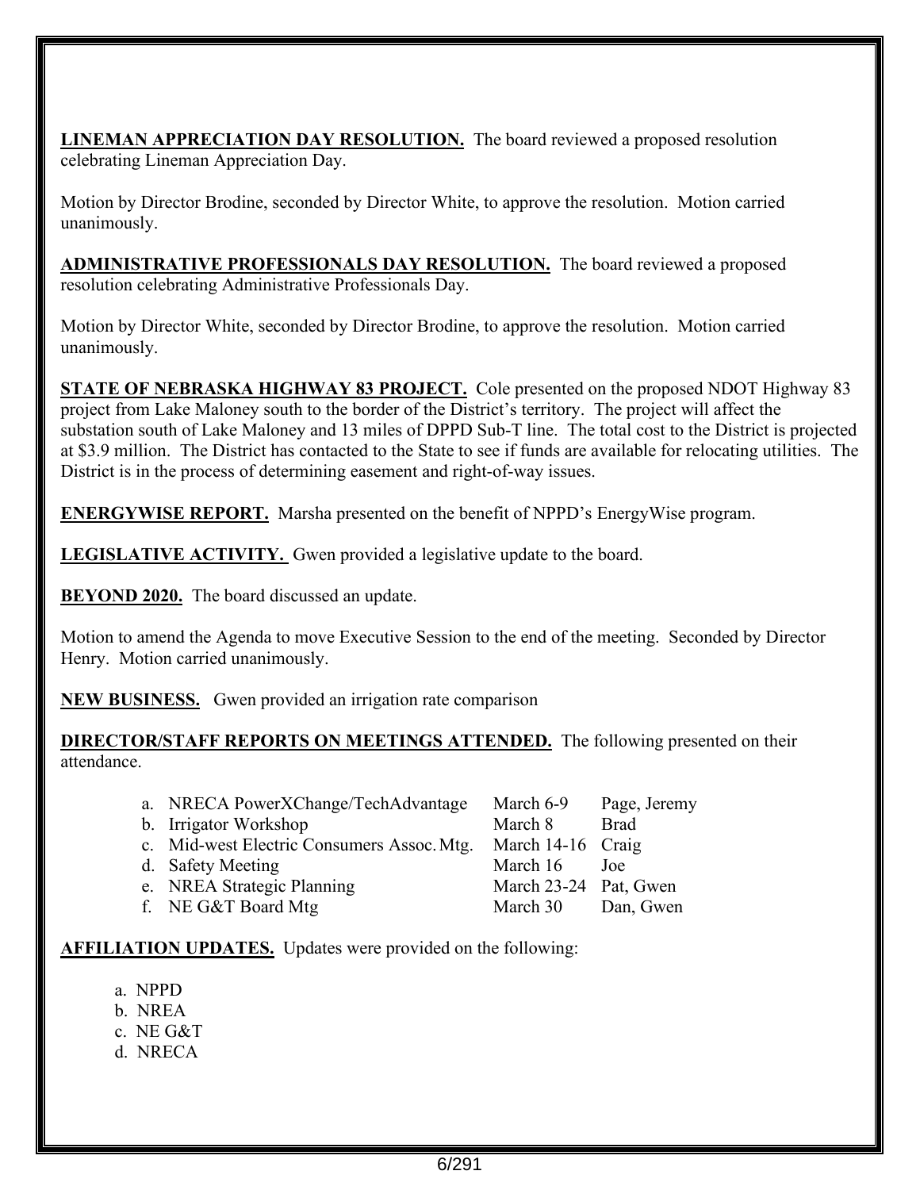**LINEMAN APPRECIATION DAY RESOLUTION.** The board reviewed a proposed resolution celebrating Lineman Appreciation Day.

Motion by Director Brodine, seconded by Director White, to approve the resolution. Motion carried unanimously.

**ADMINISTRATIVE PROFESSIONALS DAY RESOLUTION.** The board reviewed a proposed resolution celebrating Administrative Professionals Day.

Motion by Director White, seconded by Director Brodine, to approve the resolution. Motion carried unanimously.

**STATE OF NEBRASKA HIGHWAY 83 PROJECT.** Cole presented on the proposed NDOT Highway 83 project from Lake Maloney south to the border of the District's territory. The project will affect the substation south of Lake Maloney and 13 miles of DPPD Sub-T line. The total cost to the District is projected at $3.9 million. The District has contacted to the State to see if funds are available for relocating utilities. The District is in the process of determining easement and right-of-way issues.

**ENERGYWISE REPORT.** Marsha presented on the benefit of NPPD's EnergyWise program.

**LEGISLATIVE ACTIVITY.** Gwen provided a legislative update to the board.

**BEYOND 2020.** The board discussed an update.

Motion to amend the Agenda to move Executive Session to the end of the meeting. Seconded by Director Henry. Motion carried unanimously.

**NEW BUSINESS.** Gwen provided an irrigation rate comparison

**DIRECTOR/STAFF REPORTS ON MEETINGS ATTENDED.** The following presented on their attendance.

| | Meeting | Date | Attendees |
|---|---|---|---|
| a. | NRECA PowerXChange/TechAdvantage | March 6-9 | Page, Jeremy |
| b. | Irrigator Workshop | March 8 | Brad |
| c. | Mid-west Electric Consumers Assoc. Mtg. | March 14-16 | Craig |
| d. | Safety Meeting | March 16 | Joe |
| e. | NREA Strategic Planning | March 23-24 | Pat, Gwen |
| f. | NE G&T Board Mtg | March 30 | Dan, Gwen |

**AFFILIATION UPDATES.** Updates were provided on the following:

a. NPPD
b. NREA
c. NE G&T
d. NRECA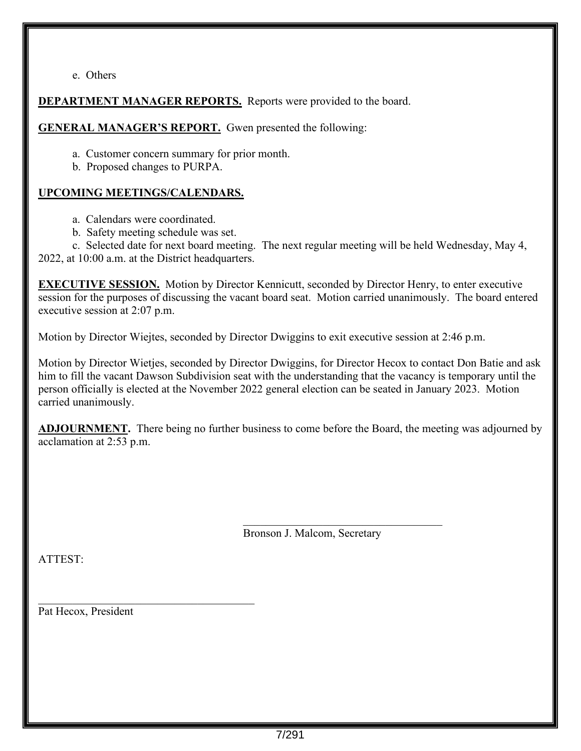e. Others

**DEPARTMENT MANAGER REPORTS.** Reports were provided to the board.

**GENERAL MANAGER'S REPORT.** Gwen presented the following:

a. Customer concern summary for prior month.
b. Proposed changes to PURPA.

**UPCOMING MEETINGS/CALENDARS.**

a. Calendars were coordinated.
b. Safety meeting schedule was set.
c. Selected date for next board meeting. The next regular meeting will be held Wednesday, May 4, 2022, at 10:00 a.m. at the District headquarters.

**EXECUTIVE SESSION.** Motion by Director Kennicutt, seconded by Director Henry, to enter executive session for the purposes of discussing the vacant board seat. Motion carried unanimously. The board entered executive session at 2:07 p.m.

Motion by Director Wiejtes, seconded by Director Dwiggins to exit executive session at 2:46 p.m.

Motion by Director Wietjes, seconded by Director Dwiggins, for Director Hecox to contact Don Batie and ask him to fill the vacant Dawson Subdivision seat with the understanding that the vacancy is temporary until the person officially is elected at the November 2022 general election can be seated in January 2023. Motion carried unanimously.

**ADJOURNMENT.** There being no further business to come before the Board, the meeting was adjourned by acclamation at 2:53 p.m.

\_\_\_\_\_\_\_\_\_\_\_\_\_\_\_\_\_\_\_\_\_\_\_\_\_\_\_\_\_\_\_\_\_\_\_
Bronson J. Malcom, Secretary

ATTEST:

\_\_\_\_\_\_\_\_\_\_\_\_\_\_\_\_\_\_\_\_\_\_\_\_\_\_\_\_\_\_\_\_\_\_\_
Pat Hecox, President